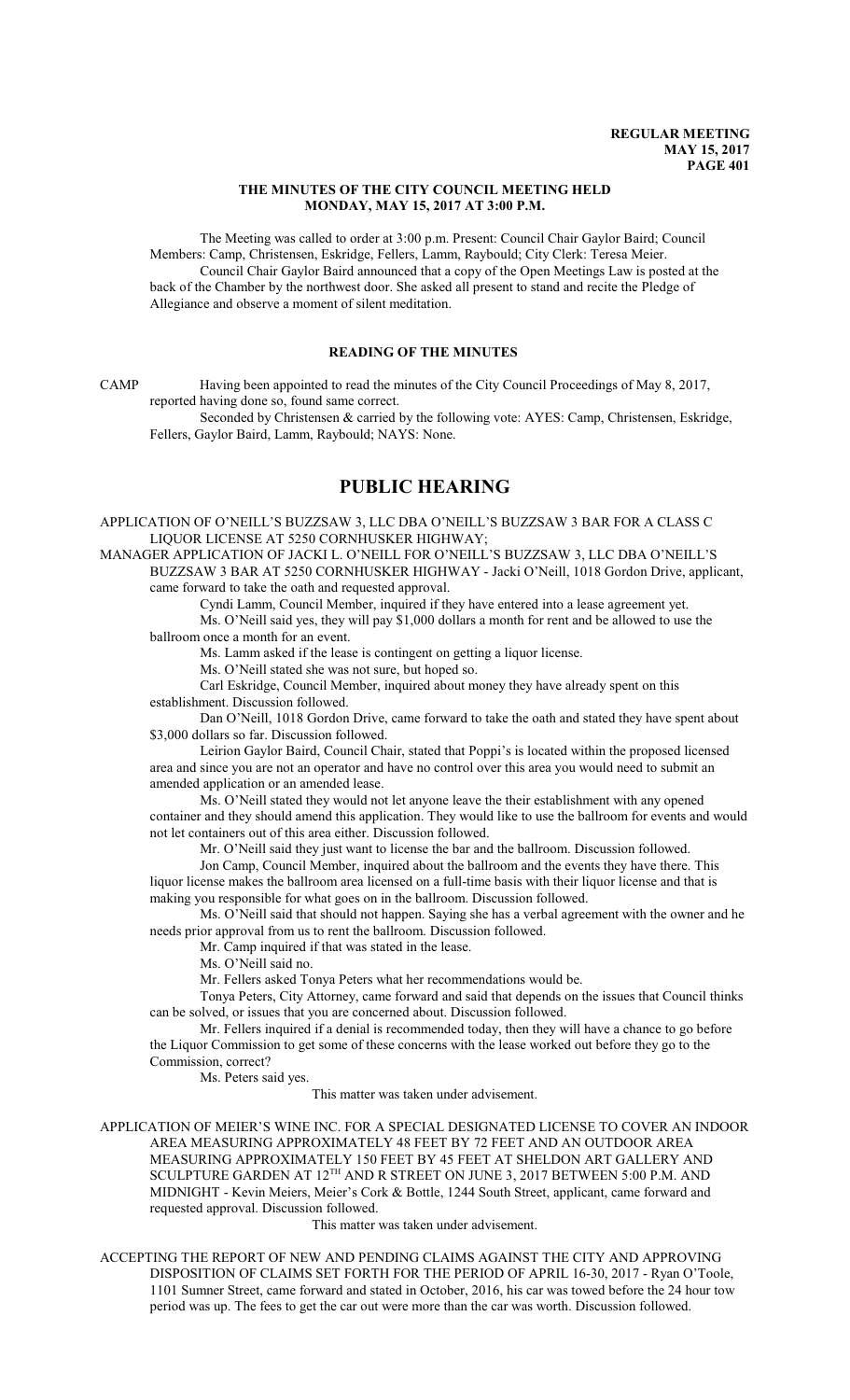**THE MINUTES OF THE CITY COUNCIL MEETING HELD MONDAY, MAY 15, 2017 AT 3:00 P.M.**

The Meeting was called to order at 3:00 p.m. Present: Council Chair Gaylor Baird; Council Members: Camp, Christensen, Eskridge, Fellers, Lamm, Raybould; City Clerk: Teresa Meier.

Council Chair Gaylor Baird announced that a copy of the Open Meetings Law is posted at the back of the Chamber by the northwest door. She asked all present to stand and recite the Pledge of Allegiance and observe a moment of silent meditation.

## READING OF THE MINUTES

CAMP Having been appointed to read the minutes of the City Council Proceedings of May 8, 2017, reported having done so, found same correct.

Seconded by Christensen & carried by the following vote: AYES: Camp, Christensen, Eskridge, Fellers, Gaylor Baird, Lamm, Raybould; NAYS: None.

# PUBLIC HEARING

APPLICATION OF O'NEILL'S BUZZSAW 3, LLC DBA O'NEILL'S BUZZSAW 3 BAR FOR A CLASS C LIQUOR LICENSE AT 5250 CORNHUSKER HIGHWAY;

MANAGER APPLICATION OF JACKI L. O'NEILL FOR O'NEILL'S BUZZSAW 3, LLC DBA O'NEILL'S BUZZSAW 3 BAR AT 5250 CORNHUSKER HIGHWAY - Jacki O'Neill, 1018 Gordon Drive, applicant, came forward to take the oath and requested approval.

Cyndi Lamm, Council Member, inquired if they have entered into a lease agreement yet.

Ms. O'Neill said yes, they will pay $1,000 dollars a month for rent and be allowed to use the ballroom once a month for an event.

Ms. Lamm asked if the lease is contingent on getting a liquor license.

Ms. O'Neill stated she was not sure, but hoped so.

Carl Eskridge, Council Member, inquired about money they have already spent on this establishment. Discussion followed.

Dan O'Neill, 1018 Gordon Drive, came forward to take the oath and stated they have spent about $3,000 dollars so far. Discussion followed.

Leirion Gaylor Baird, Council Chair, stated that Poppi's is located within the proposed licensed area and since you are not an operator and have no control over this area you would need to submit an amended application or an amended lease.

Ms. O'Neill stated they would not let anyone leave the their establishment with any opened container and they should amend this application. They would like to use the ballroom for events and would not let containers out of this area either. Discussion followed.

Mr. O'Neill said they just want to license the bar and the ballroom. Discussion followed.

Jon Camp, Council Member, inquired about the ballroom and the events they have there. This liquor license makes the ballroom area licensed on a full-time basis with their liquor license and that is making you responsible for what goes on in the ballroom. Discussion followed.

Ms. O'Neill said that should not happen. Saying she has a verbal agreement with the owner and he needs prior approval from us to rent the ballroom. Discussion followed.

Mr. Camp inquired if that was stated in the lease.

Ms. O'Neill said no.

Mr. Fellers asked Tonya Peters what her recommendations would be.

Tonya Peters, City Attorney, came forward and said that depends on the issues that Council thinks can be solved, or issues that you are concerned about. Discussion followed.

Mr. Fellers inquired if a denial is recommended today, then they will have a chance to go before the Liquor Commission to get some of these concerns with the lease worked out before they go to the Commission, correct?

Ms. Peters said yes.

This matter was taken under advisement.

APPLICATION OF MEIER'S WINE INC. FOR A SPECIAL DESIGNATED LICENSE TO COVER AN INDOOR AREA MEASURING APPROXIMATELY 48 FEET BY 72 FEET AND AN OUTDOOR AREA MEASURING APPROXIMATELY 150 FEET BY 45 FEET AT SHELDON ART GALLERY AND SCULPTURE GARDEN AT 12TH AND R STREET ON JUNE 3, 2017 BETWEEN 5:00 P.M. AND MIDNIGHT - Kevin Meiers, Meier's Cork & Bottle, 1244 South Street, applicant, came forward and requested approval. Discussion followed.

This matter was taken under advisement.

ACCEPTING THE REPORT OF NEW AND PENDING CLAIMS AGAINST THE CITY AND APPROVING DISPOSITION OF CLAIMS SET FORTH FOR THE PERIOD OF APRIL 16-30, 2017 - Ryan O'Toole, 1101 Sumner Street, came forward and stated in October, 2016, his car was towed before the 24 hour tow period was up. The fees to get the car out were more than the car was worth. Discussion followed.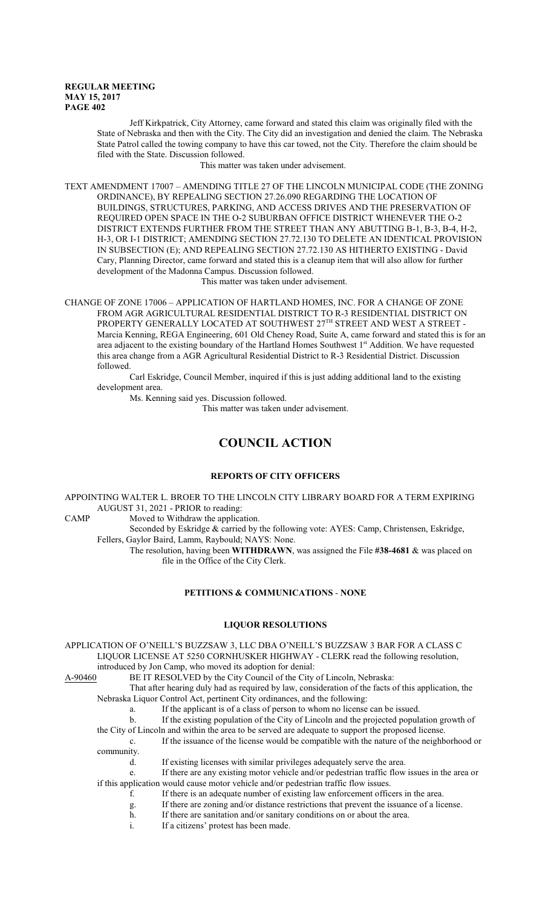Jeff Kirkpatrick, City Attorney, came forward and stated this claim was originally filed with the State of Nebraska and then with the City. The City did an investigation and denied the claim. The Nebraska State Patrol called the towing company to have this car towed, not the City. Therefore the claim should be filed with the State. Discussion followed.

This matter was taken under advisement.

TEXT AMENDMENT 17007 – AMENDING TITLE 27 OF THE LINCOLN MUNICIPAL CODE (THE ZONING ORDINANCE), BY REPEALING SECTION 27.26.090 REGARDING THE LOCATION OF BUILDINGS, STRUCTURES, PARKING, AND ACCESS DRIVES AND THE PRESERVATION OF REQUIRED OPEN SPACE IN THE O-2 SUBURBAN OFFICE DISTRICT WHENEVER THE O-2 DISTRICT EXTENDS FURTHER FROM THE STREET THAN ANY ABUTTING B-1, B-3, B-4, H-2, H-3, OR I-1 DISTRICT; AMENDING SECTION 27.72.130 TO DELETE AN IDENTICAL PROVISION IN SUBSECTION (E); AND REPEALING SECTION 27.72.130 AS HITHERTO EXISTING - David Cary, Planning Director, came forward and stated this is a cleanup item that will also allow for further development of the Madonna Campus. Discussion followed.

This matter was taken under advisement.

CHANGE OF ZONE 17006 – APPLICATION OF HARTLAND HOMES, INC. FOR A CHANGE OF ZONE FROM AGR AGRICULTURAL RESIDENTIAL DISTRICT TO R-3 RESIDENTIAL DISTRICT ON PROPERTY GENERALLY LOCATED AT SOUTHWEST 27TH STREET AND WEST A STREET - Marcia Kenning, REGA Engineering, 601 Old Cheney Road, Suite A, came forward and stated this is for an area adjacent to the existing boundary of the Hartland Homes Southwest 1st Addition. We have requested this area change from a AGR Agricultural Residential District to R-3 Residential District. Discussion followed.

Carl Eskridge, Council Member, inquired if this is just adding additional land to the existing development area.

Ms. Kenning said yes. Discussion followed.

This matter was taken under advisement.

# COUNCIL ACTION

## REPORTS OF CITY OFFICERS

APPOINTING WALTER L. BROER TO THE LINCOLN CITY LIBRARY BOARD FOR A TERM EXPIRING AUGUST 31, 2021 - PRIOR to reading:

CAMP Moved to Withdraw the application.

Seconded by Eskridge & carried by the following vote: AYES: Camp, Christensen, Eskridge, Fellers, Gaylor Baird, Lamm, Raybould; NAYS: None.

The resolution, having been **WITHDRAWN**, was assigned the File **#38-4681** & was placed on file in the Office of the City Clerk.

## PETITIONS & COMMUNICATIONS - NONE

## LIQUOR RESOLUTIONS

APPLICATION OF O'NEILL'S BUZZSAW 3, LLC DBA O'NEILL'S BUZZSAW 3 BAR FOR A CLASS C LIQUOR LICENSE AT 5250 CORNHUSKER HIGHWAY - CLERK read the following resolution, introduced by Jon Camp, who moved its adoption for denial:

A-90460 BE IT RESOLVED by the City Council of the City of Lincoln, Nebraska:

That after hearing duly had as required by law, consideration of the facts of this application, the Nebraska Liquor Control Act, pertinent City ordinances, and the following:

a. If the applicant is of a class of person to whom no license can be issued.

b. If the existing population of the City of Lincoln and the projected population growth of the City of Lincoln and within the area to be served are adequate to support the proposed license.

c. If the issuance of the license would be compatible with the nature of the neighborhood or community.

d. If existing licenses with similar privileges adequately serve the area.

e. If there are any existing motor vehicle and/or pedestrian traffic flow issues in the area or if this application would cause motor vehicle and/or pedestrian traffic flow issues.

f. If there is an adequate number of existing law enforcement officers in the area.

g. If there are zoning and/or distance restrictions that prevent the issuance of a license.

h. If there are sanitation and/or sanitary conditions on or about the area.

i. If a citizens' protest has been made.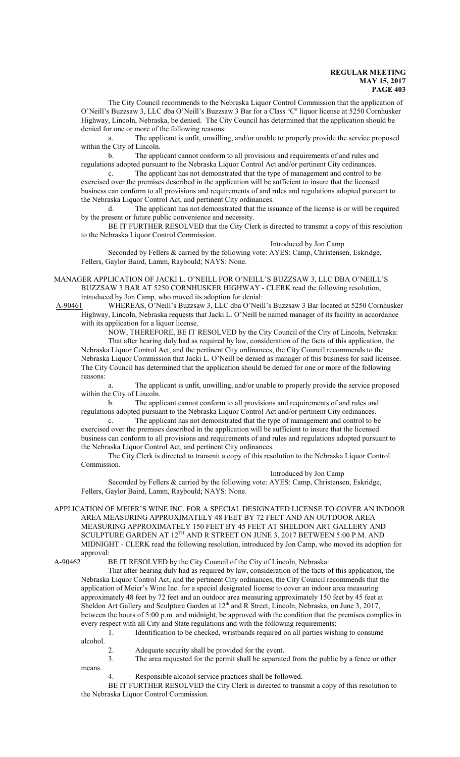The City Council recommends to the Nebraska Liquor Control Commission that the application of O'Neill's Buzzsaw 3, LLC dba O'Neill's Buzzsaw 3 Bar for a Class "C" liquor license at 5250 Cornhusker Highway, Lincoln, Nebraska, be denied. The City Council has determined that the application should be denied for one or more of the following reasons:

a. The applicant is unfit, unwilling, and/or unable to properly provide the service proposed within the City of Lincoln.

b. The applicant cannot conform to all provisions and requirements of and rules and regulations adopted pursuant to the Nebraska Liquor Control Act and/or pertinent City ordinances.

c. The applicant has not demonstrated that the type of management and control to be exercised over the premises described in the application will be sufficient to insure that the licensed business can conform to all provisions and requirements of and rules and regulations adopted pursuant to the Nebraska Liquor Control Act, and pertinent City ordinances.

d. The applicant has not demonstrated that the issuance of the license is or will be required by the present or future public convenience and necessity.

BE IT FURTHER RESOLVED that the City Clerk is directed to transmit a copy of this resolution to the Nebraska Liquor Control Commission.

Introduced by Jon Camp

Seconded by Fellers & carried by the following vote: AYES: Camp, Christensen, Eskridge, Fellers, Gaylor Baird, Lamm, Raybould; NAYS: None.

MANAGER APPLICATION OF JACKI L. O'NEILL FOR O'NEILL'S BUZZSAW 3, LLC DBA O'NEILL'S BUZZSAW 3 BAR AT 5250 CORNHUSKER HIGHWAY - CLERK read the following resolution, introduced by Jon Camp, who moved its adoption for denial:

A-90461 WHEREAS, O'Neill's Buzzsaw 3, LLC dba O'Neill's Buzzsaw 3 Bar located at 5250 Cornhusker Highway, Lincoln, Nebraska requests that Jacki L. O'Neill be named manager of its facility in accordance with its application for a liquor license.

NOW, THEREFORE, BE IT RESOLVED by the City Council of the City of Lincoln, Nebraska:

That after hearing duly had as required by law, consideration of the facts of this application, the Nebraska Liquor Control Act, and the pertinent City ordinances, the City Council recommends to the Nebraska Liquor Commission that Jacki L. O'Neill be denied as manager of this business for said licensee. The City Council has determined that the application should be denied for one or more of the following reasons:

a. The applicant is unfit, unwilling, and/or unable to properly provide the service proposed within the City of Lincoln.

b. The applicant cannot conform to all provisions and requirements of and rules and regulations adopted pursuant to the Nebraska Liquor Control Act and/or pertinent City ordinances.

c. The applicant has not demonstrated that the type of management and control to be exercised over the premises described in the application will be sufficient to insure that the licensed business can conform to all provisions and requirements of and rules and regulations adopted pursuant to the Nebraska Liquor Control Act, and pertinent City ordinances.

The City Clerk is directed to transmit a copy of this resolution to the Nebraska Liquor Control Commission.

Introduced by Jon Camp

Seconded by Fellers & carried by the following vote: AYES: Camp, Christensen, Eskridge, Fellers, Gaylor Baird, Lamm, Raybould; NAYS: None.

APPLICATION OF MEIER'S WINE INC. FOR A SPECIAL DESIGNATED LICENSE TO COVER AN INDOOR AREA MEASURING APPROXIMATELY 48 FEET BY 72 FEET AND AN OUTDOOR AREA MEASURING APPROXIMATELY 150 FEET BY 45 FEET AT SHELDON ART GALLERY AND SCULPTURE GARDEN AT 12TH AND R STREET ON JUNE 3, 2017 BETWEEN 5:00 P.M. AND MIDNIGHT - CLERK read the following resolution, introduced by Jon Camp, who moved its adoption for approval:

A-90462 BE IT RESOLVED by the City Council of the City of Lincoln, Nebraska:

That after hearing duly had as required by law, consideration of the facts of this application, the Nebraska Liquor Control Act, and the pertinent City ordinances, the City Council recommends that the application of Meier's Wine Inc. for a special designated license to cover an indoor area measuring approximately 48 feet by 72 feet and an outdoor area measuring approximately 150 feet by 45 feet at Sheldon Art Gallery and Sculpture Garden at 12th and R Street, Lincoln, Nebraska, on June 3, 2017, between the hours of 5:00 p.m. and midnight, be approved with the condition that the premises complies in every respect with all City and State regulations and with the following requirements:

1. Identification to be checked, wristbands required on all parties wishing to consume alcohol.
2. Adequate security shall be provided for the event.
3. The area requested for the permit shall be separated from the public by a fence or other means.
4. Responsible alcohol service practices shall be followed.

BE IT FURTHER RESOLVED the City Clerk is directed to transmit a copy of this resolution to the Nebraska Liquor Control Commission.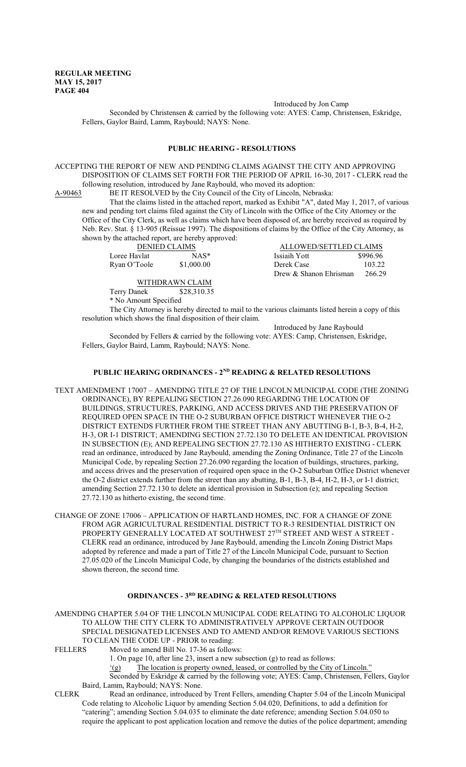Introduced by Jon Camp

Seconded by Christensen & carried by the following vote: AYES: Camp, Christensen, Eskridge, Fellers, Gaylor Baird, Lamm, Raybould; NAYS: None.

## PUBLIC HEARING - RESOLUTIONS

ACCEPTING THE REPORT OF NEW AND PENDING CLAIMS AGAINST THE CITY AND APPROVING DISPOSITION OF CLAIMS SET FORTH FOR THE PERIOD OF APRIL 16-30, 2017 - CLERK read the following resolution, introduced by Jane Raybould, who moved its adoption:

A-90463 BE IT RESOLVED by the City Council of the City of Lincoln, Nebraska:

That the claims listed in the attached report, marked as Exhibit "A", dated May 1, 2017, of various new and pending tort claims filed against the City of Lincoln with the Office of the City Attorney or the Office of the City Clerk, as well as claims which have been disposed of, are hereby received as required by Neb. Rev. Stat. § 13-905 (Reissue 1997). The dispositions of claims by the Office of the City Attorney, as shown by the attached report, are hereby approved:

| DENIED CLAIMS | | ALLOWED/SETTLED CLAIMS | |
|---|---|---|---|
| Loree Havlat | NAS* | Issiaih Yott | $996.96 |
| Ryan O'Toole | $1,000.00 | Derek Case | 103.22 |
| | | Drew & Shanon Ehrisman | 266.29 |

WITHDRAWN CLAIM

Terry Danek $28,310.35

\* No Amount Specified

The City Attorney is hereby directed to mail to the various claimants listed herein a copy of this resolution which shows the final disposition of their claim.

Introduced by Jane Raybould

Seconded by Fellers & carried by the following vote: AYES: Camp, Christensen, Eskridge, Fellers, Gaylor Baird, Lamm, Raybould; NAYS: None.

## PUBLIC HEARING ORDINANCES - 2ND READING & RELATED RESOLUTIONS

TEXT AMENDMENT 17007 – AMENDING TITLE 27 OF THE LINCOLN MUNICIPAL CODE (THE ZONING ORDINANCE), BY REPEALING SECTION 27.26.090 REGARDING THE LOCATION OF BUILDINGS, STRUCTURES, PARKING, AND ACCESS DRIVES AND THE PRESERVATION OF REQUIRED OPEN SPACE IN THE O-2 SUBURBAN OFFICE DISTRICT WHENEVER THE O-2 DISTRICT EXTENDS FURTHER FROM THE STREET THAN ANY ABUTTING B-1, B-3, B-4, H-2, H-3, OR I-1 DISTRICT; AMENDING SECTION 27.72.130 TO DELETE AN IDENTICAL PROVISION IN SUBSECTION (E); AND REPEALING SECTION 27.72.130 AS HITHERTO EXISTING - CLERK read an ordinance, introduced by Jane Raybould, amending the Zoning Ordinance, Title 27 of the Lincoln Municipal Code, by repealing Section 27.26.090 regarding the location of buildings, structures, parking, and access drives and the preservation of required open space in the O-2 Suburban Office District whenever the O-2 district extends further from the street than any abutting, B-1, B-3, B-4, H-2, H-3, or I-1 district; amending Section 27.72.130 to delete an identical provision in Subsection (e); and repealing Section 27.72.130 as hitherto existing, the second time.

CHANGE OF ZONE 17006 – APPLICATION OF HARTLAND HOMES, INC. FOR A CHANGE OF ZONE FROM AGR AGRICULTURAL RESIDENTIAL DISTRICT TO R-3 RESIDENTIAL DISTRICT ON PROPERTY GENERALLY LOCATED AT SOUTHWEST 27TH STREET AND WEST A STREET - CLERK read an ordinance, introduced by Jane Raybould, amending the Lincoln Zoning District Maps adopted by reference and made a part of Title 27 of the Lincoln Municipal Code, pursuant to Section 27.05.020 of the Lincoln Municipal Code, by changing the boundaries of the districts established and shown thereon, the second time.

## ORDINANCES - 3RD READING & RELATED RESOLUTIONS

AMENDING CHAPTER 5.04 OF THE LINCOLN MUNICIPAL CODE RELATING TO ALCOHOLIC LIQUOR TO ALLOW THE CITY CLERK TO ADMINISTRATIVELY APPROVE CERTAIN OUTDOOR SPECIAL DESIGNATED LICENSES AND TO AMEND AND/OR REMOVE VARIOUS SECTIONS TO CLEAN THE CODE UP - PRIOR to reading:

FELLERS Moved to amend Bill No. 17-36 as follows:

1. On page 10, after line 23, insert a new subsection (g) to read as follows:

'(g) The location is property owned, leased, or controlled by the City of Lincoln."

Seconded by Eskridge & carried by the following vote; AYES: Camp, Christensen, Fellers, Gaylor Baird, Lamm, Raybould; NAYS: None.

CLERK Read an ordinance, introduced by Trent Fellers, amending Chapter 5.04 of the Lincoln Municipal Code relating to Alcoholic Liquor by amending Section 5.04.020, Definitions, to add a definition for "catering"; amending Section 5.04.035 to eliminate the date reference; amending Section 5.04.050 to require the applicant to post application location and remove the duties of the police department; amending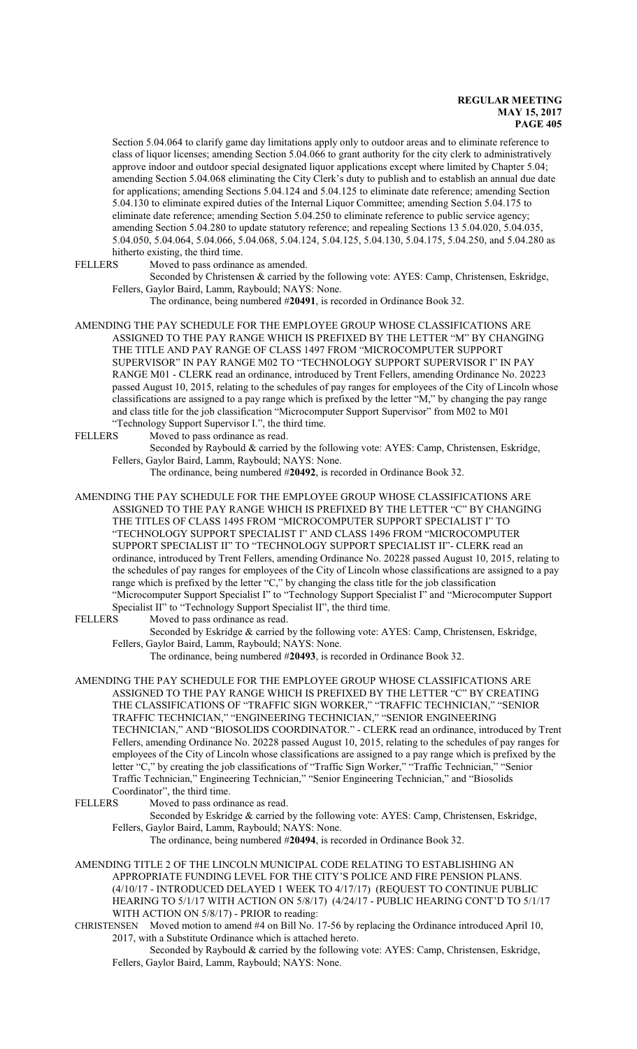Section 5.04.064 to clarify game day limitations apply only to outdoor areas and to eliminate reference to class of liquor licenses; amending Section 5.04.066 to grant authority for the city clerk to administratively approve indoor and outdoor special designated liquor applications except where limited by Chapter 5.04; amending Section 5.04.068 eliminating the City Clerk's duty to publish and to establish an annual due date for applications; amending Sections 5.04.124 and 5.04.125 to eliminate date reference; amending Section 5.04.130 to eliminate expired duties of the Internal Liquor Committee; amending Section 5.04.175 to eliminate date reference; amending Section 5.04.250 to eliminate reference to public service agency; amending Section 5.04.280 to update statutory reference; and repealing Sections 13 5.04.020, 5.04.035, 5.04.050, 5.04.064, 5.04.066, 5.04.068, 5.04.124, 5.04.125, 5.04.130, 5.04.175, 5.04.250, and 5.04.280 as hitherto existing, the third time.

FELLERS Moved to pass ordinance as amended.

Seconded by Christensen & carried by the following vote: AYES: Camp, Christensen, Eskridge, Fellers, Gaylor Baird, Lamm, Raybould; NAYS: None.

The ordinance, being numbered #**20491**, is recorded in Ordinance Book 32.

AMENDING THE PAY SCHEDULE FOR THE EMPLOYEE GROUP WHOSE CLASSIFICATIONS ARE ASSIGNED TO THE PAY RANGE WHICH IS PREFIXED BY THE LETTER "M" BY CHANGING THE TITLE AND PAY RANGE OF CLASS 1497 FROM "MICROCOMPUTER SUPPORT SUPERVISOR" IN PAY RANGE M02 TO "TECHNOLOGY SUPPORT SUPERVISOR I" IN PAY RANGE M01 - CLERK read an ordinance, introduced by Trent Fellers, amending Ordinance No. 20223 passed August 10, 2015, relating to the schedules of pay ranges for employees of the City of Lincoln whose classifications are assigned to a pay range which is prefixed by the letter "M," by changing the pay range and class title for the job classification "Microcomputer Support Supervisor" from M02 to M01 "Technology Support Supervisor I.", the third time.

FELLERS Moved to pass ordinance as read.

Seconded by Raybould & carried by the following vote: AYES: Camp, Christensen, Eskridge, Fellers, Gaylor Baird, Lamm, Raybould; NAYS: None.

The ordinance, being numbered #**20492**, is recorded in Ordinance Book 32.

AMENDING THE PAY SCHEDULE FOR THE EMPLOYEE GROUP WHOSE CLASSIFICATIONS ARE ASSIGNED TO THE PAY RANGE WHICH IS PREFIXED BY THE LETTER "C" BY CHANGING THE TITLES OF CLASS 1495 FROM "MICROCOMPUTER SUPPORT SPECIALIST I" TO "TECHNOLOGY SUPPORT SPECIALIST I" AND CLASS 1496 FROM "MICROCOMPUTER SUPPORT SPECIALIST II" TO "TECHNOLOGY SUPPORT SPECIALIST II"- CLERK read an ordinance, introduced by Trent Fellers, amending Ordinance No. 20228 passed August 10, 2015, relating to the schedules of pay ranges for employees of the City of Lincoln whose classifications are assigned to a pay range which is prefixed by the letter "C," by changing the class title for the job classification "Microcomputer Support Specialist I" to "Technology Support Specialist I" and "Microcomputer Support Specialist II" to "Technology Support Specialist II", the third time.

FELLERS Moved to pass ordinance as read.

Seconded by Eskridge & carried by the following vote: AYES: Camp, Christensen, Eskridge, Fellers, Gaylor Baird, Lamm, Raybould; NAYS: None.

The ordinance, being numbered #**20493**, is recorded in Ordinance Book 32.

AMENDING THE PAY SCHEDULE FOR THE EMPLOYEE GROUP WHOSE CLASSIFICATIONS ARE ASSIGNED TO THE PAY RANGE WHICH IS PREFIXED BY THE LETTER "C" BY CREATING THE CLASSIFICATIONS OF "TRAFFIC SIGN WORKER," "TRAFFIC TECHNICIAN," "SENIOR TRAFFIC TECHNICIAN," "ENGINEERING TECHNICIAN," "SENIOR ENGINEERING TECHNICIAN," AND "BIOSOLIDS COORDINATOR." - CLERK read an ordinance, introduced by Trent Fellers, amending Ordinance No. 20228 passed August 10, 2015, relating to the schedules of pay ranges for employees of the City of Lincoln whose classifications are assigned to a pay range which is prefixed by the letter "C," by creating the job classifications of "Traffic Sign Worker," "Traffic Technician," "Senior Traffic Technician," Engineering Technician," "Senior Engineering Technician," and "Biosolids Coordinator", the third time.

FELLERS Moved to pass ordinance as read.

Seconded by Eskridge & carried by the following vote: AYES: Camp, Christensen, Eskridge, Fellers, Gaylor Baird, Lamm, Raybould; NAYS: None.

The ordinance, being numbered #**20494**, is recorded in Ordinance Book 32.

AMENDING TITLE 2 OF THE LINCOLN MUNICIPAL CODE RELATING TO ESTABLISHING AN APPROPRIATE FUNDING LEVEL FOR THE CITY'S POLICE AND FIRE PENSION PLANS. (4/10/17 - INTRODUCED DELAYED 1 WEEK TO 4/17/17) (REQUEST TO CONTINUE PUBLIC HEARING TO 5/1/17 WITH ACTION ON 5/8/17) (4/24/17 - PUBLIC HEARING CONT'D TO 5/1/17 WITH ACTION ON 5/8/17) - PRIOR to reading:

CHRISTENSEN Moved motion to amend #4 on Bill No. 17-56 by replacing the Ordinance introduced April 10, 2017, with a Substitute Ordinance which is attached hereto.

Seconded by Raybould & carried by the following vote: AYES: Camp, Christensen, Eskridge, Fellers, Gaylor Baird, Lamm, Raybould; NAYS: None.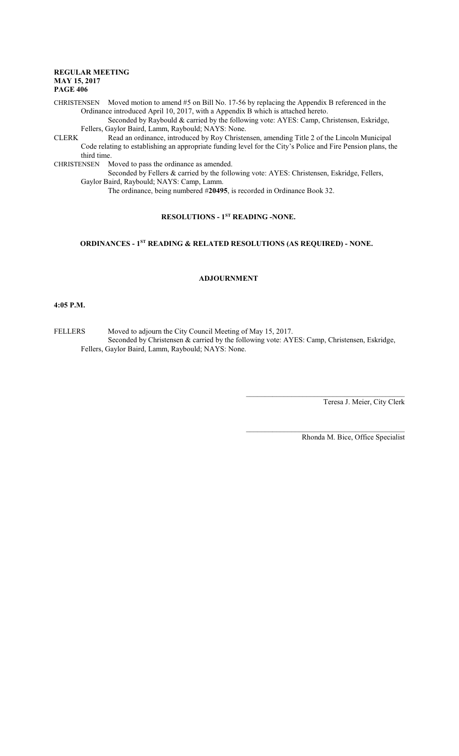CHRISTENSEN Moved motion to amend #5 on Bill No. 17-56 by replacing the Appendix B referenced in the Ordinance introduced April 10, 2017, with a Appendix B which is attached hereto.

Seconded by Raybould & carried by the following vote: AYES: Camp, Christensen, Eskridge, Fellers, Gaylor Baird, Lamm, Raybould; NAYS: None.

CLERK Read an ordinance, introduced by Roy Christensen, amending Title 2 of the Lincoln Municipal Code relating to establishing an appropriate funding level for the City's Police and Fire Pension plans, the third time.

CHRISTENSEN Moved to pass the ordinance as amended.

Seconded by Fellers & carried by the following vote: AYES: Christensen, Eskridge, Fellers, Gaylor Baird, Raybould; NAYS: Camp, Lamm.

The ordinance, being numbered #**20495**, is recorded in Ordinance Book 32.

## RESOLUTIONS - 1ST READING -NONE.

## ORDINANCES - 1ST READING & RELATED RESOLUTIONS (AS REQUIRED) - NONE.

## ADJOURNMENT

**4:05 P.M.**

FELLERS Moved to adjourn the City Council Meeting of May 15, 2017.

Seconded by Christensen & carried by the following vote: AYES: Camp, Christensen, Eskridge, Fellers, Gaylor Baird, Lamm, Raybould; NAYS: None.

\_\_\_\_\_\_\_\_\_\_\_\_\_\_\_\_\_\_\_\_\_\_\_\_\_\_\_\_\_\_\_\_\_\_\_\_\_\_\_\_

Teresa J. Meier, City Clerk

\_\_\_\_\_\_\_\_\_\_\_\_\_\_\_\_\_\_\_\_\_\_\_\_\_\_\_\_\_\_\_\_\_\_\_\_\_\_\_\_

Rhonda M. Bice, Office Specialist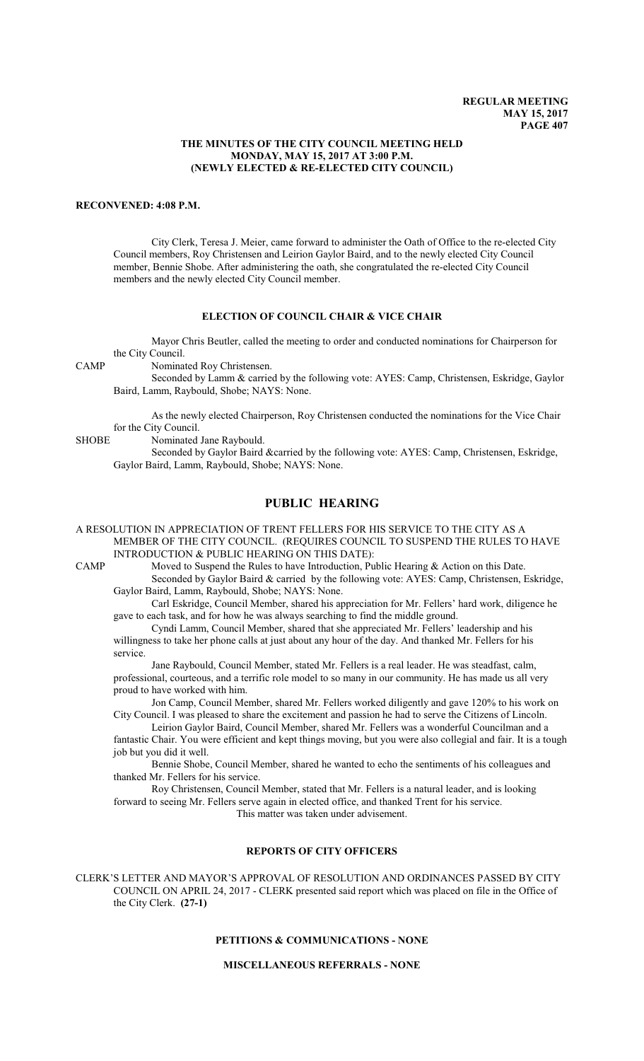**THE MINUTES OF THE CITY COUNCIL MEETING HELD MONDAY, MAY 15, 2017 AT 3:00 P.M. (NEWLY ELECTED & RE-ELECTED CITY COUNCIL)**

**RECONVENED: 4:08 P.M.**

City Clerk, Teresa J. Meier, came forward to administer the Oath of Office to the re-elected City Council members, Roy Christensen and Leirion Gaylor Baird, and to the newly elected City Council member, Bennie Shobe. After administering the oath, she congratulated the re-elected City Council members and the newly elected City Council member.

## ELECTION OF COUNCIL CHAIR & VICE CHAIR

Mayor Chris Beutler, called the meeting to order and conducted nominations for Chairperson for the City Council.

CAMP Nominated Roy Christensen.

Seconded by Lamm & carried by the following vote: AYES: Camp, Christensen, Eskridge, Gaylor Baird, Lamm, Raybould, Shobe; NAYS: None.

As the newly elected Chairperson, Roy Christensen conducted the nominations for the Vice Chair for the City Council.

SHOBE Nominated Jane Raybould.

Seconded by Gaylor Baird &carried by the following vote: AYES: Camp, Christensen, Eskridge, Gaylor Baird, Lamm, Raybould, Shobe; NAYS: None.

# PUBLIC HEARING

A RESOLUTION IN APPRECIATION OF TRENT FELLERS FOR HIS SERVICE TO THE CITY AS A MEMBER OF THE CITY COUNCIL. (REQUIRES COUNCIL TO SUSPEND THE RULES TO HAVE INTRODUCTION & PUBLIC HEARING ON THIS DATE):

CAMP Moved to Suspend the Rules to have Introduction, Public Hearing & Action on this Date.

Seconded by Gaylor Baird & carried by the following vote: AYES: Camp, Christensen, Eskridge, Gaylor Baird, Lamm, Raybould, Shobe; NAYS: None.

Carl Eskridge, Council Member, shared his appreciation for Mr. Fellers' hard work, diligence he gave to each task, and for how he was always searching to find the middle ground.

Cyndi Lamm, Council Member, shared that she appreciated Mr. Fellers' leadership and his willingness to take her phone calls at just about any hour of the day. And thanked Mr. Fellers for his service.

Jane Raybould, Council Member, stated Mr. Fellers is a real leader. He was steadfast, calm, professional, courteous, and a terrific role model to so many in our community. He has made us all very proud to have worked with him.

Jon Camp, Council Member, shared Mr. Fellers worked diligently and gave 120% to his work on City Council. I was pleased to share the excitement and passion he had to serve the Citizens of Lincoln.

Leirion Gaylor Baird, Council Member, shared Mr. Fellers was a wonderful Councilman and a fantastic Chair. You were efficient and kept things moving, but you were also collegial and fair. It is a tough job but you did it well.

Bennie Shobe, Council Member, shared he wanted to echo the sentiments of his colleagues and thanked Mr. Fellers for his service.

Roy Christensen, Council Member, stated that Mr. Fellers is a natural leader, and is looking forward to seeing Mr. Fellers serve again in elected office, and thanked Trent for his service.

This matter was taken under advisement.

## REPORTS OF CITY OFFICERS

CLERK'S LETTER AND MAYOR'S APPROVAL OF RESOLUTION AND ORDINANCES PASSED BY CITY COUNCIL ON APRIL 24, 2017 - CLERK presented said report which was placed on file in the Office of the City Clerk. **(27-1)**

## PETITIONS & COMMUNICATIONS - NONE

## MISCELLANEOUS REFERRALS - NONE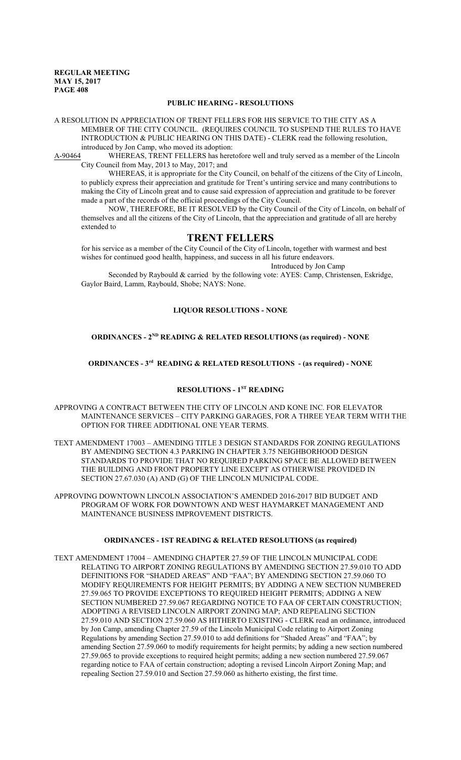## PUBLIC HEARING - RESOLUTIONS

A RESOLUTION IN APPRECIATION OF TRENT FELLERS FOR HIS SERVICE TO THE CITY AS A MEMBER OF THE CITY COUNCIL. (REQUIRES COUNCIL TO SUSPEND THE RULES TO HAVE INTRODUCTION & PUBLIC HEARING ON THIS DATE) - CLERK read the following resolution, introduced by Jon Camp, who moved its adoption:

A-90464 WHEREAS, TRENT FELLERS has heretofore well and truly served as a member of the Lincoln City Council from May, 2013 to May, 2017; and

WHEREAS, it is appropriate for the City Council, on behalf of the citizens of the City of Lincoln, to publicly express their appreciation and gratitude for Trent's untiring service and many contributions to making the City of Lincoln great and to cause said expression of appreciation and gratitude to be forever made a part of the records of the official proceedings of the City Council.

NOW, THEREFORE, BE IT RESOLVED by the City Council of the City of Lincoln, on behalf of themselves and all the citizens of the City of Lincoln, that the appreciation and gratitude of all are hereby extended to

# TRENT FELLERS

for his service as a member of the City Council of the City of Lincoln, together with warmest and best wishes for continued good health, happiness, and success in all his future endeavors.

Introduced by Jon Camp

Seconded by Raybould & carried by the following vote: AYES: Camp, Christensen, Eskridge, Gaylor Baird, Lamm, Raybould, Shobe; NAYS: None.

## LIQUOR RESOLUTIONS - NONE

## ORDINANCES - 2ND READING & RELATED RESOLUTIONS (as required) - NONE

## ORDINANCES - 3rd READING & RELATED RESOLUTIONS - (as required) - NONE

## RESOLUTIONS - 1ST READING

APPROVING A CONTRACT BETWEEN THE CITY OF LINCOLN AND KONE INC. FOR ELEVATOR MAINTENANCE SERVICES – CITY PARKING GARAGES, FOR A THREE YEAR TERM WITH THE OPTION FOR THREE ADDITIONAL ONE YEAR TERMS.

TEXT AMENDMENT 17003 – AMENDING TITLE 3 DESIGN STANDARDS FOR ZONING REGULATIONS BY AMENDING SECTION 4.3 PARKING IN CHAPTER 3.75 NEIGHBORHOOD DESIGN STANDARDS TO PROVIDE THAT NO REQUIRED PARKING SPACE BE ALLOWED BETWEEN THE BUILDING AND FRONT PROPERTY LINE EXCEPT AS OTHERWISE PROVIDED IN SECTION 27.67.030 (A) AND (G) OF THE LINCOLN MUNICIPAL CODE.

APPROVING DOWNTOWN LINCOLN ASSOCIATION'S AMENDED 2016-2017 BID BUDGET AND PROGRAM OF WORK FOR DOWNTOWN AND WEST HAYMARKET MANAGEMENT AND MAINTENANCE BUSINESS IMPROVEMENT DISTRICTS.

## ORDINANCES - 1ST READING & RELATED RESOLUTIONS (as required)

TEXT AMENDMENT 17004 – AMENDING CHAPTER 27.59 OF THE LINCOLN MUNICIPAL CODE RELATING TO AIRPORT ZONING REGULATIONS BY AMENDING SECTION 27.59.010 TO ADD DEFINITIONS FOR "SHADED AREAS" AND "FAA"; BY AMENDING SECTION 27.59.060 TO MODIFY REQUIREMENTS FOR HEIGHT PERMITS; BY ADDING A NEW SECTION NUMBERED 27.59.065 TO PROVIDE EXCEPTIONS TO REQUIRED HEIGHT PERMITS; ADDING A NEW SECTION NUMBERED 27.59.067 REGARDING NOTICE TO FAA OF CERTAIN CONSTRUCTION; ADOPTING A REVISED LINCOLN AIRPORT ZONING MAP; AND REPEALING SECTION 27.59.010 AND SECTION 27.59.060 AS HITHERTO EXISTING - CLERK read an ordinance, introduced by Jon Camp, amending Chapter 27.59 of the Lincoln Municipal Code relating to Airport Zoning Regulations by amending Section 27.59.010 to add definitions for "Shaded Areas" and "FAA"; by amending Section 27.59.060 to modify requirements for height permits; by adding a new section numbered 27.59.065 to provide exceptions to required height permits; adding a new section numbered 27.59.067 regarding notice to FAA of certain construction; adopting a revised Lincoln Airport Zoning Map; and repealing Section 27.59.010 and Section 27.59.060 as hitherto existing, the first time.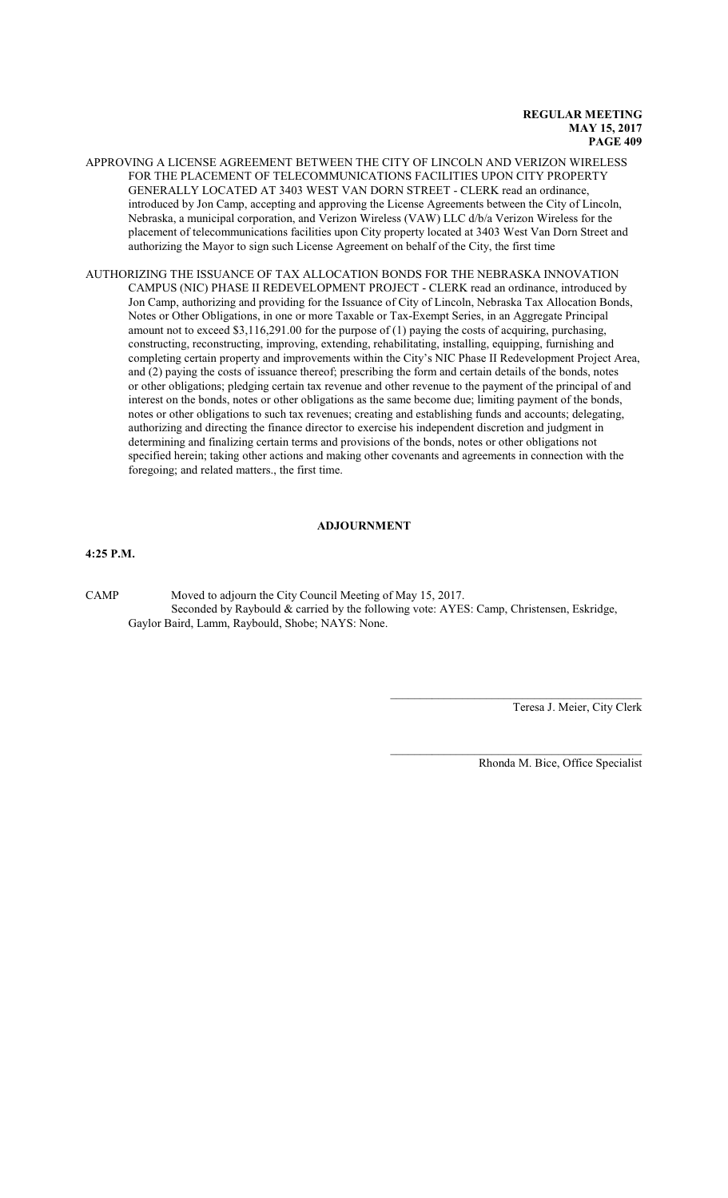APPROVING A LICENSE AGREEMENT BETWEEN THE CITY OF LINCOLN AND VERIZON WIRELESS FOR THE PLACEMENT OF TELECOMMUNICATIONS FACILITIES UPON CITY PROPERTY GENERALLY LOCATED AT 3403 WEST VAN DORN STREET - CLERK read an ordinance, introduced by Jon Camp, accepting and approving the License Agreements between the City of Lincoln, Nebraska, a municipal corporation, and Verizon Wireless (VAW) LLC d/b/a Verizon Wireless for the placement of telecommunications facilities upon City property located at 3403 West Van Dorn Street and authorizing the Mayor to sign such License Agreement on behalf of the City, the first time

AUTHORIZING THE ISSUANCE OF TAX ALLOCATION BONDS FOR THE NEBRASKA INNOVATION CAMPUS (NIC) PHASE II REDEVELOPMENT PROJECT - CLERK read an ordinance, introduced by Jon Camp, authorizing and providing for the Issuance of City of Lincoln, Nebraska Tax Allocation Bonds, Notes or Other Obligations, in one or more Taxable or Tax-Exempt Series, in an Aggregate Principal amount not to exceed $3,116,291.00 for the purpose of (1) paying the costs of acquiring, purchasing, constructing, reconstructing, improving, extending, rehabilitating, installing, equipping, furnishing and completing certain property and improvements within the City's NIC Phase II Redevelopment Project Area, and (2) paying the costs of issuance thereof; prescribing the form and certain details of the bonds, notes or other obligations; pledging certain tax revenue and other revenue to the payment of the principal of and interest on the bonds, notes or other obligations as the same become due; limiting payment of the bonds, notes or other obligations to such tax revenues; creating and establishing funds and accounts; delegating, authorizing and directing the finance director to exercise his independent discretion and judgment in determining and finalizing certain terms and provisions of the bonds, notes or other obligations not specified herein; taking other actions and making other covenants and agreements in connection with the foregoing; and related matters., the first time.

## ADJOURNMENT

**4:25 P.M.**

CAMP Moved to adjourn the City Council Meeting of May 15, 2017.
Seconded by Raybould & carried by the following vote: AYES: Camp, Christensen, Eskridge, Gaylor Baird, Lamm, Raybould, Shobe; NAYS: None.

Teresa J. Meier, City Clerk

Rhonda M. Bice, Office Specialist